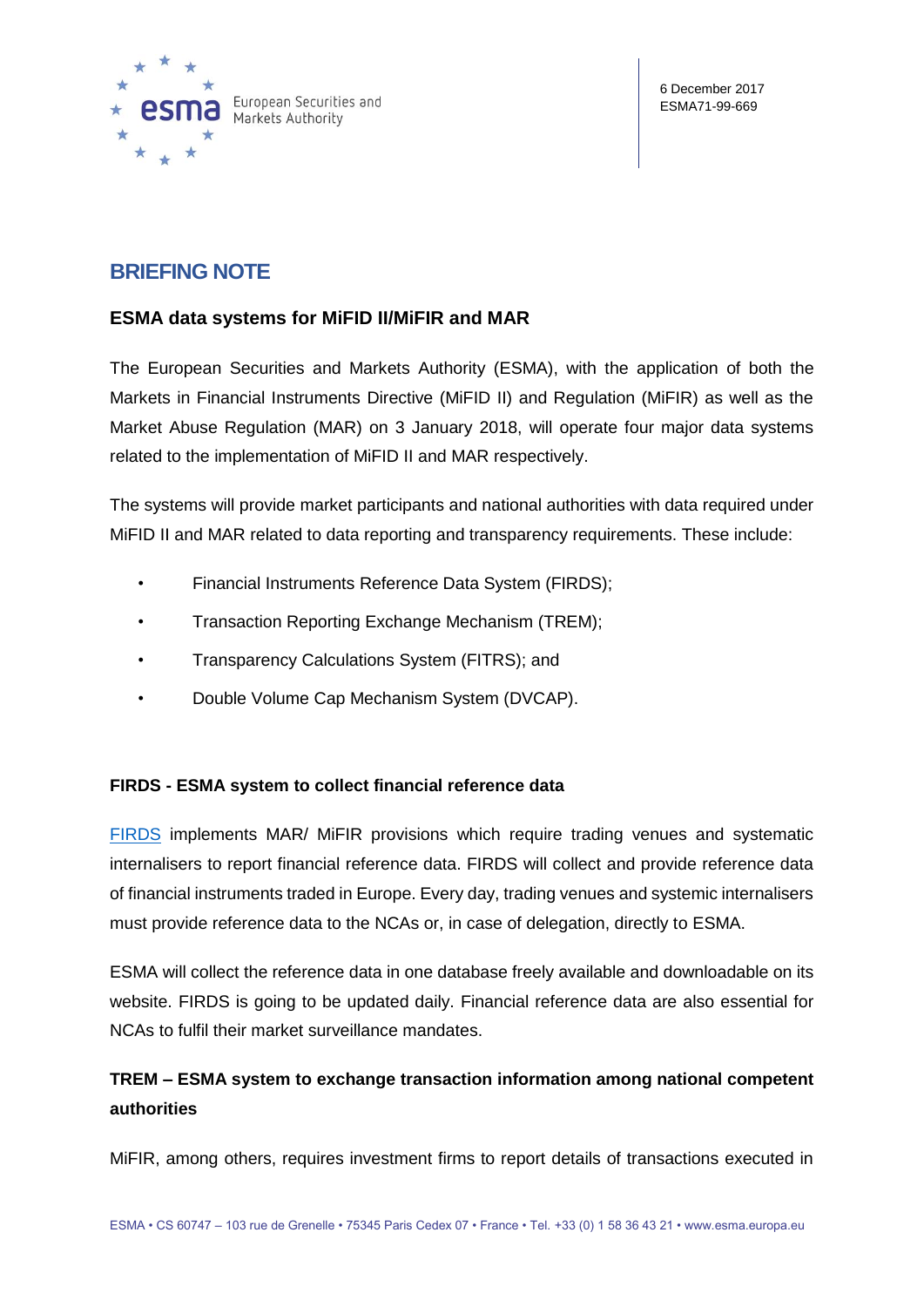6 December 2017
ESMA71-99-669

# BRIEFING NOTE

## ESMA data systems for MiFID II/MiFIR and MAR

The European Securities and Markets Authority (ESMA), with the application of both the Markets in Financial Instruments Directive (MiFID II) and Regulation (MiFIR) as well as the Market Abuse Regulation (MAR) on 3 January 2018, will operate four major data systems related to the implementation of MiFID II and MAR respectively.

The systems will provide market participants and national authorities with data required under MiFID II and MAR related to data reporting and transparency requirements. These include:

- Financial Instruments Reference Data System (FIRDS);
- Transaction Reporting Exchange Mechanism (TREM);
- Transparency Calculations System (FITRS); and
- Double Volume Cap Mechanism System (DVCAP).

### FIRDS - ESMA system to collect financial reference data

FIRDS implements MAR/ MiFIR provisions which require trading venues and systematic internalisers to report financial reference data. FIRDS will collect and provide reference data of financial instruments traded in Europe. Every day, trading venues and systemic internalisers must provide reference data to the NCAs or, in case of delegation, directly to ESMA.

ESMA will collect the reference data in one database freely available and downloadable on its website. FIRDS is going to be updated daily. Financial reference data are also essential for NCAs to fulfil their market surveillance mandates.

### TREM – ESMA system to exchange transaction information among national competent authorities

MiFIR, among others, requires investment firms to report details of transactions executed in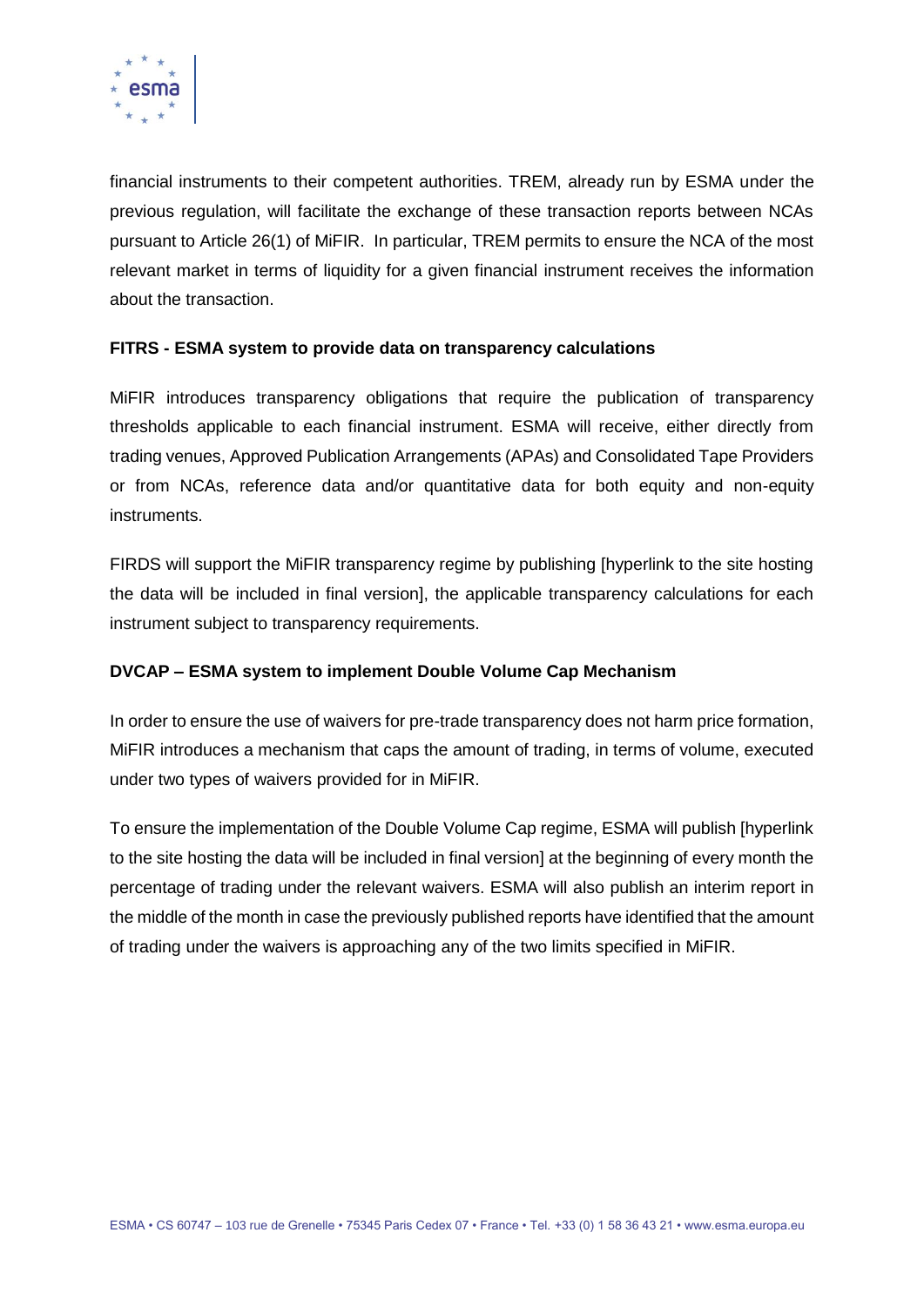financial instruments to their competent authorities. TREM, already run by ESMA under the previous regulation, will facilitate the exchange of these transaction reports between NCAs pursuant to Article 26(1) of MiFIR. In particular, TREM permits to ensure the NCA of the most relevant market in terms of liquidity for a given financial instrument receives the information about the transaction.

**FITRS - ESMA system to provide data on transparency calculations**

MiFIR introduces transparency obligations that require the publication of transparency thresholds applicable to each financial instrument. ESMA will receive, either directly from trading venues, Approved Publication Arrangements (APAs) and Consolidated Tape Providers or from NCAs, reference data and/or quantitative data for both equity and non-equity instruments.

FIRDS will support the MiFIR transparency regime by publishing [hyperlink to the site hosting the data will be included in final version], the applicable transparency calculations for each instrument subject to transparency requirements.

**DVCAP – ESMA system to implement Double Volume Cap Mechanism**

In order to ensure the use of waivers for pre-trade transparency does not harm price formation, MiFIR introduces a mechanism that caps the amount of trading, in terms of volume, executed under two types of waivers provided for in MiFIR.

To ensure the implementation of the Double Volume Cap regime, ESMA will publish [hyperlink to the site hosting the data will be included in final version] at the beginning of every month the percentage of trading under the relevant waivers. ESMA will also publish an interim report in the middle of the month in case the previously published reports have identified that the amount of trading under the waivers is approaching any of the two limits specified in MiFIR.